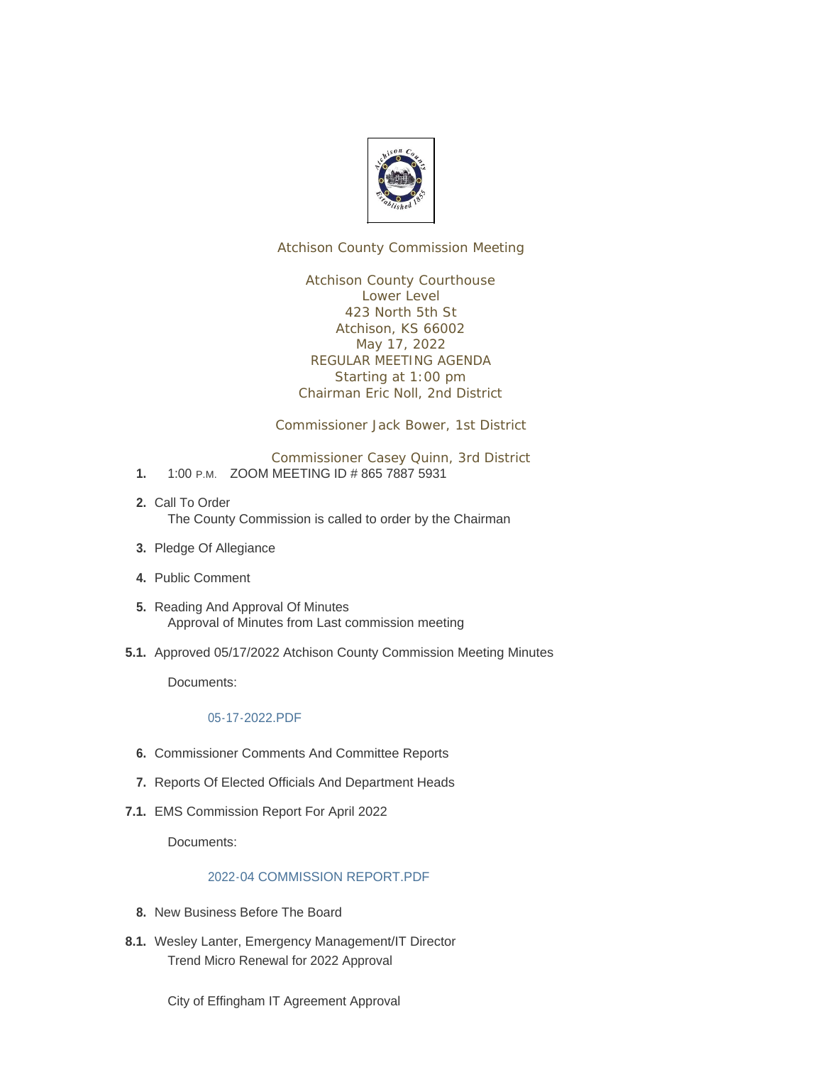Atchison County Commission Meeting

Atchison County Courthouse
Lower Level
423 North 5th St
Atchison, KS 66002
May 17, 2022
REGULAR MEETING AGENDA
Starting at 1:00 pm
Chairman Eric Noll, 2nd District

Commissioner Jack Bower, 1st District

Commissioner Casey Quinn, 3rd District

1. 1:00 P.M. ZOOM MEETING ID # 865 7887 5931

2. Call To Order
   The County Commission is called to order by the Chairman

3. Pledge Of Allegiance

4. Public Comment

5. Reading And Approval Of Minutes
   Approval of Minutes from Last commission meeting

5.1. Approved 05/17/2022 Atchison County Commission Meeting Minutes

   Documents:

   05-17-2022.PDF

6. Commissioner Comments And Committee Reports

7. Reports Of Elected Officials And Department Heads

7.1. EMS Commission Report For April 2022

   Documents:

   2022-04 COMMISSION REPORT.PDF

8. New Business Before The Board

8.1. Wesley Lanter, Emergency Management/IT Director
   Trend Micro Renewal for 2022 Approval

   City of Effingham IT Agreement Approval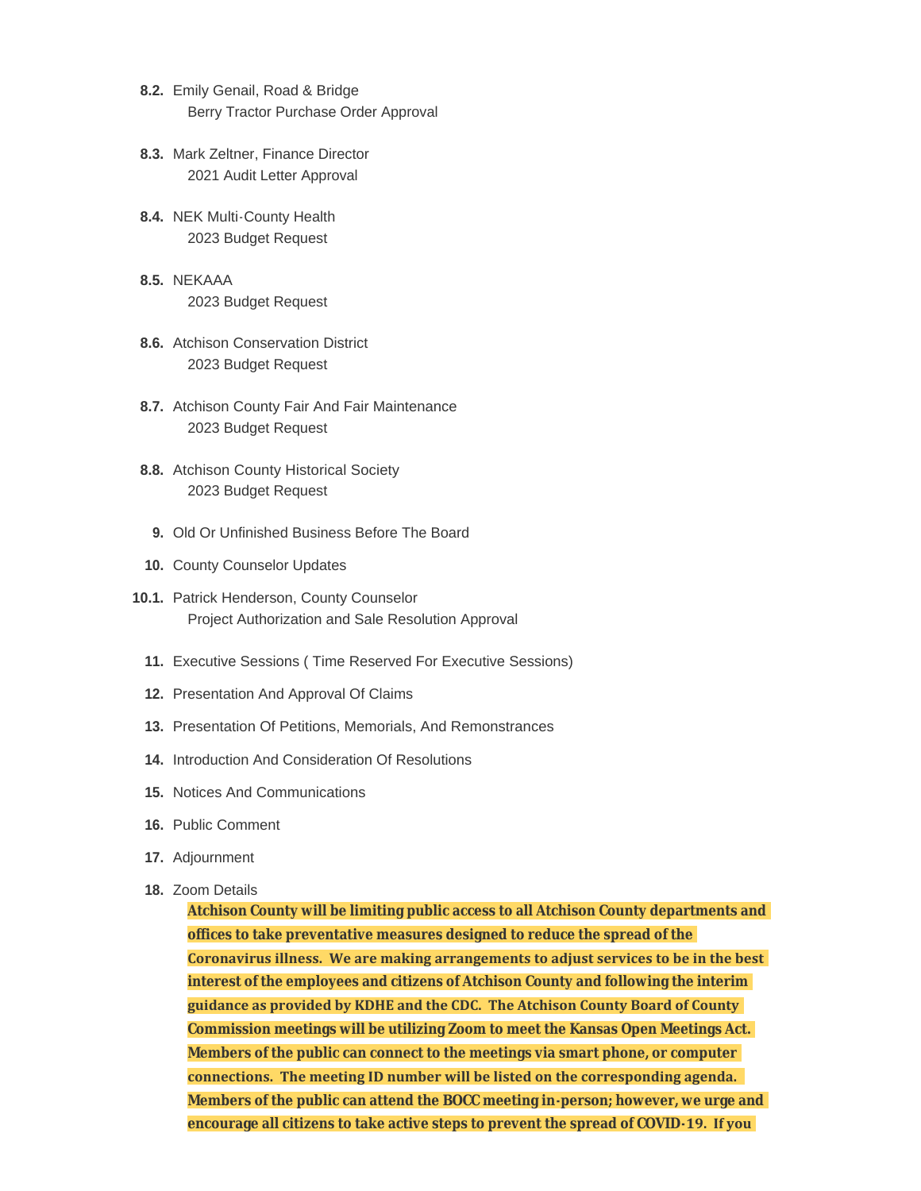**8.2.** Emily Genail, Road & Bridge
Berry Tractor Purchase Order Approval

**8.3.** Mark Zeltner, Finance Director
2021 Audit Letter Approval

**8.4.** NEK Multi-County Health
2023 Budget Request

**8.5.** NEKAAA
2023 Budget Request

**8.6.** Atchison Conservation District
2023 Budget Request

**8.7.** Atchison County Fair And Fair Maintenance
2023 Budget Request

**8.8.** Atchison County Historical Society
2023 Budget Request

**9.** Old Or Unfinished Business Before The Board

**10.** County Counselor Updates

**10.1.** Patrick Henderson, County Counselor
Project Authorization and Sale Resolution Approval

**11.** Executive Sessions ( Time Reserved For Executive Sessions)

**12.** Presentation And Approval Of Claims

**13.** Presentation Of Petitions, Memorials, And Remonstrances

**14.** Introduction And Consideration Of Resolutions

**15.** Notices And Communications

**16.** Public Comment

**17.** Adjournment

**18.** Zoom Details

**Atchison County will be limiting public access to all Atchison County departments and offices to take preventative measures designed to reduce the spread of the Coronavirus illness. We are making arrangements to adjust services to be in the best interest of the employees and citizens of Atchison County and following the interim guidance as provided by KDHE and the CDC. The Atchison County Board of County Commission meetings will be utilizing Zoom to meet the Kansas Open Meetings Act. Members of the public can connect to the meetings via smart phone, or computer connections. The meeting ID number will be listed on the corresponding agenda. Members of the public can attend the BOCC meeting in-person; however, we urge and encourage all citizens to take active steps to prevent the spread of COVID-19. If you**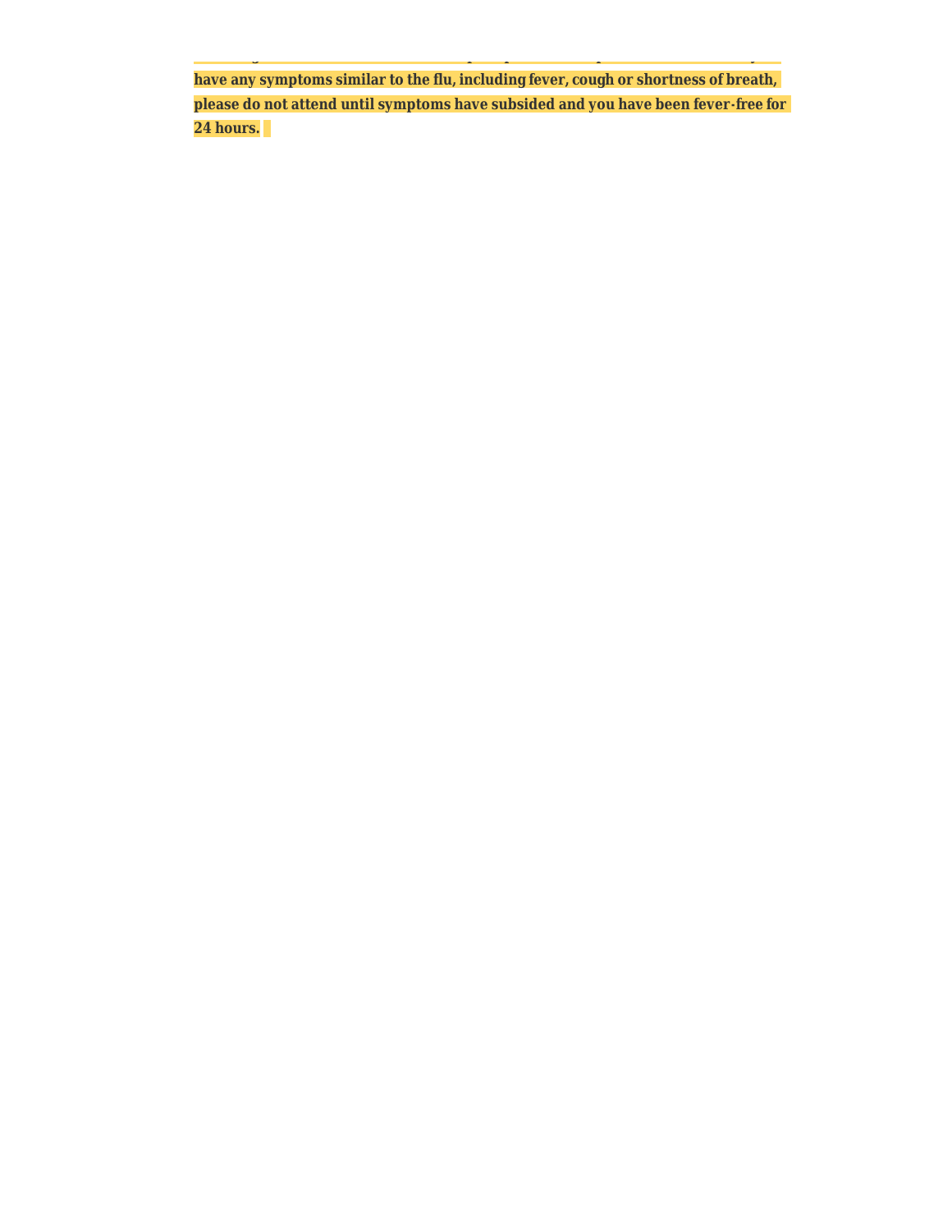**have any symptoms similar to the flu, including fever, cough or shortness of breath, please do not attend until symptoms have subsided and you have been fever-free for 24 hours.**